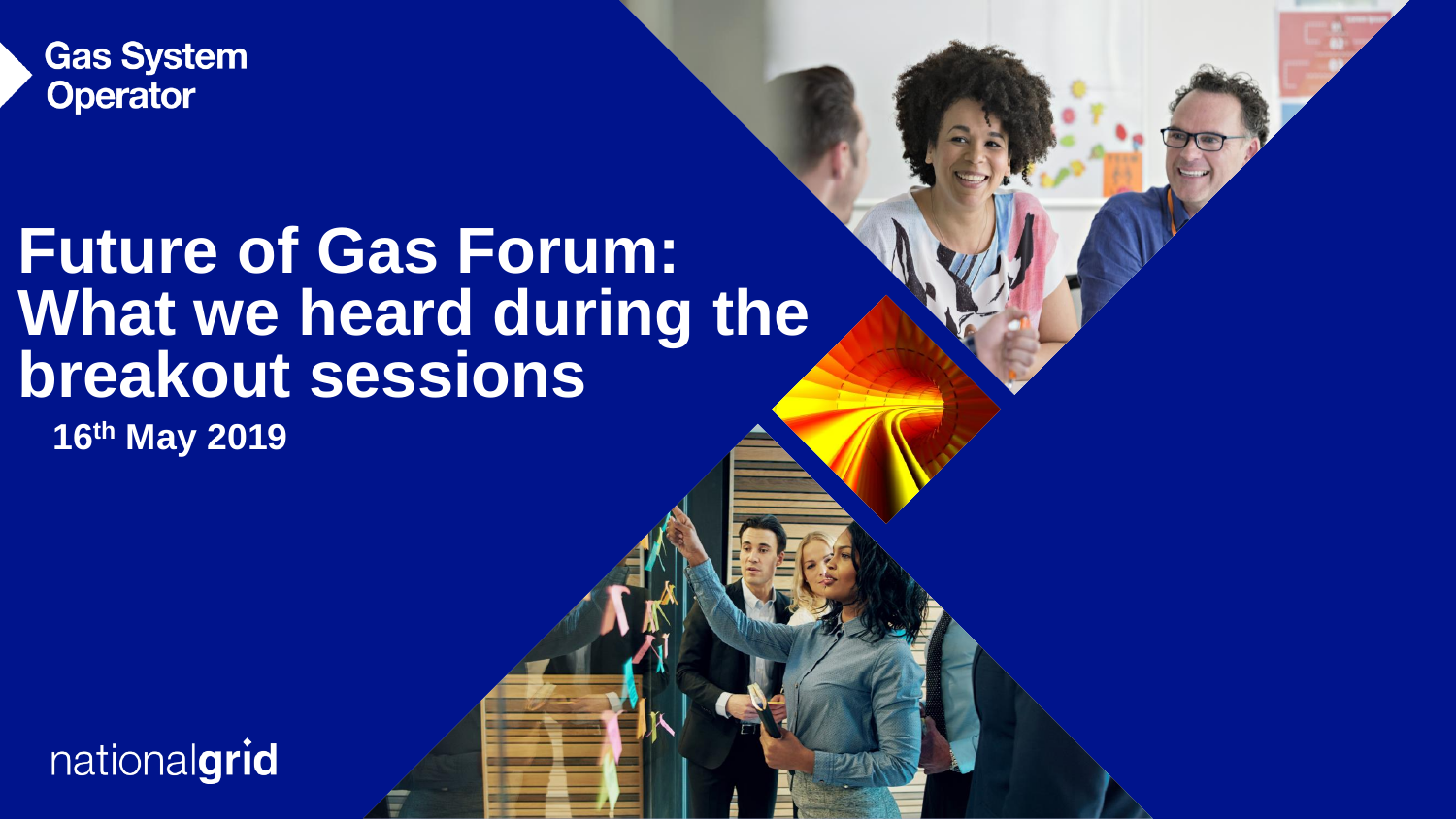Gas System Operator

# Future of Gas Forum: What we heard during the breakout sessions

**16th May 2019**

nationalgrid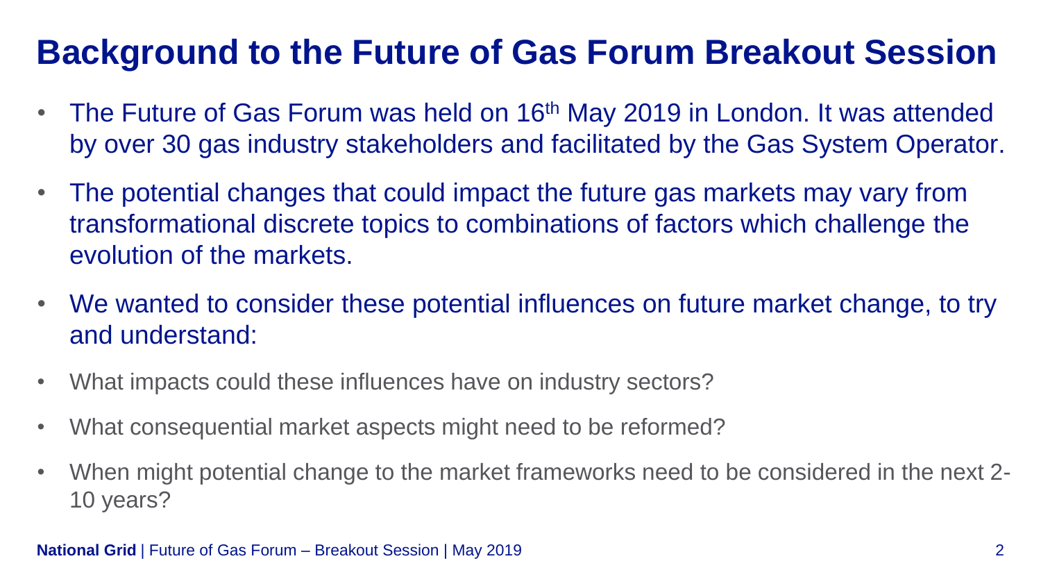# Background to the Future of Gas Forum Breakout Session

- The Future of Gas Forum was held on 16th May 2019 in London. It was attended by over 30 gas industry stakeholders and facilitated by the Gas System Operator.
- The potential changes that could impact the future gas markets may vary from transformational discrete topics to combinations of factors which challenge the evolution of the markets.
- We wanted to consider these potential influences on future market change, to try and understand:
- What impacts could these influences have on industry sectors?
- What consequential market aspects might need to be reformed?
- When might potential change to the market frameworks need to be considered in the next 2-10 years?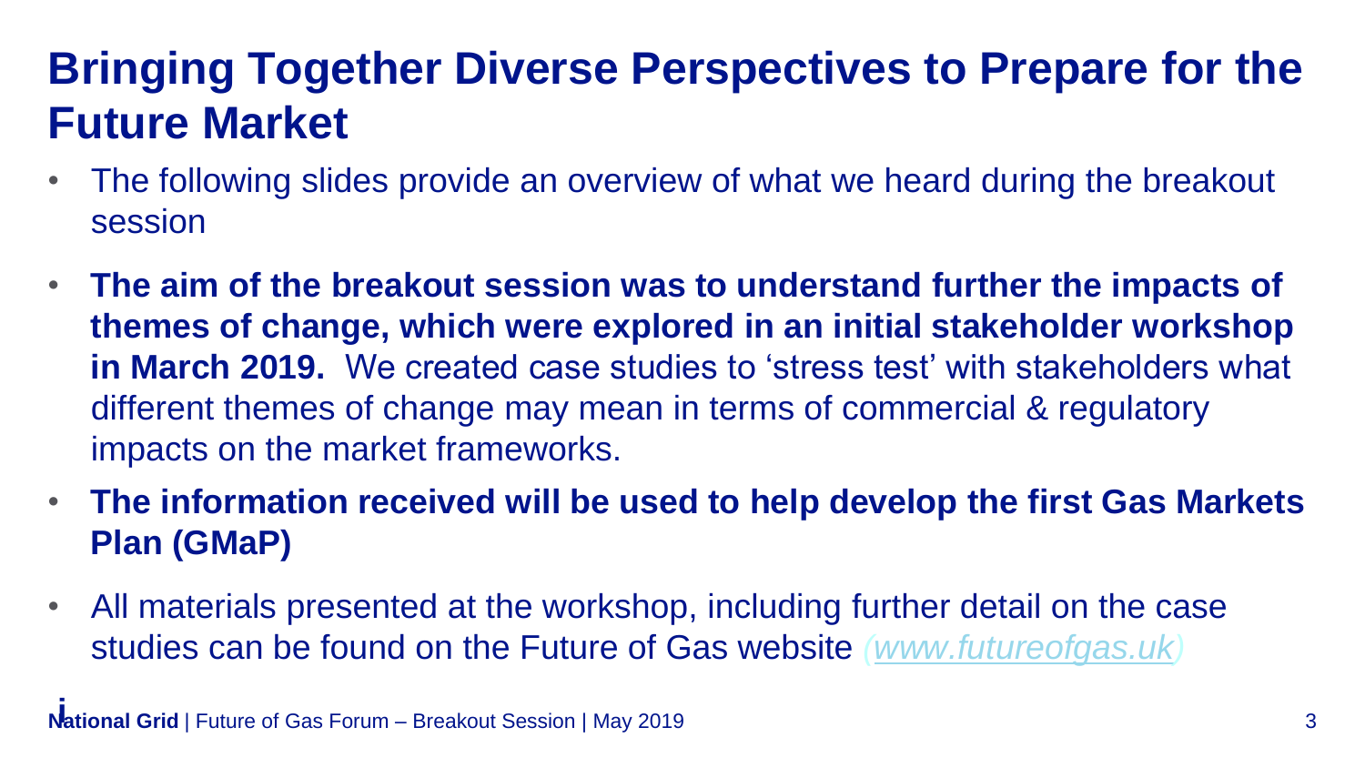# Bringing Together Diverse Perspectives to Prepare for the Future Market

- The following slides provide an overview of what we heard during the breakout session
- **The aim of the breakout session was to understand further the impacts of themes of change, which were explored in an initial stakeholder workshop in March 2019.** We created case studies to 'stress test' with stakeholders what different themes of change may mean in terms of commercial & regulatory impacts on the market frameworks.
- **The information received will be used to help develop the first Gas Markets Plan (GMaP)**
- All materials presented at the workshop, including further detail on the case studies can be found on the Future of Gas website *(www.futureofgas.uk)*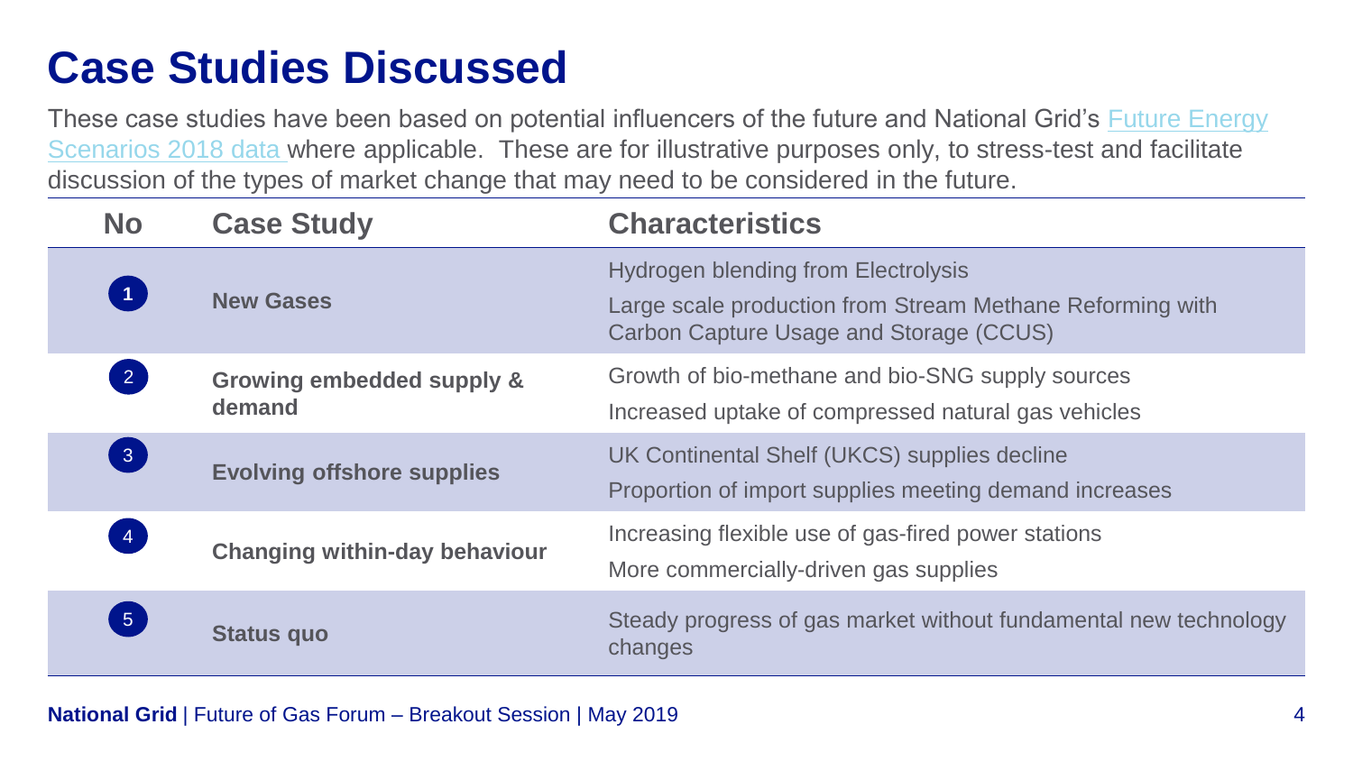# Case Studies Discussed

These case studies have been based on potential influencers of the future and National Grid's [Future Energy Scenarios 2018 data](#) where applicable. These are for illustrative purposes only, to stress-test and facilitate discussion of the types of market change that may need to be considered in the future.

| No | Case Study | Characteristics |
| --- | --- | --- |
| 1 | **New Gases** | Hydrogen blending from Electrolysis<br>Large scale production from Stream Methane Reforming with Carbon Capture Usage and Storage (CCUS) |
| 2 | **Growing embedded supply & demand** | Growth of bio-methane and bio-SNG supply sources<br>Increased uptake of compressed natural gas vehicles |
| 3 | **Evolving offshore supplies** | UK Continental Shelf (UKCS) supplies decline<br>Proportion of import supplies meeting demand increases |
| 4 | **Changing within-day behaviour** | Increasing flexible use of gas-fired power stations<br>More commercially-driven gas supplies |
| 5 | **Status quo** | Steady progress of gas market without fundamental new technology changes |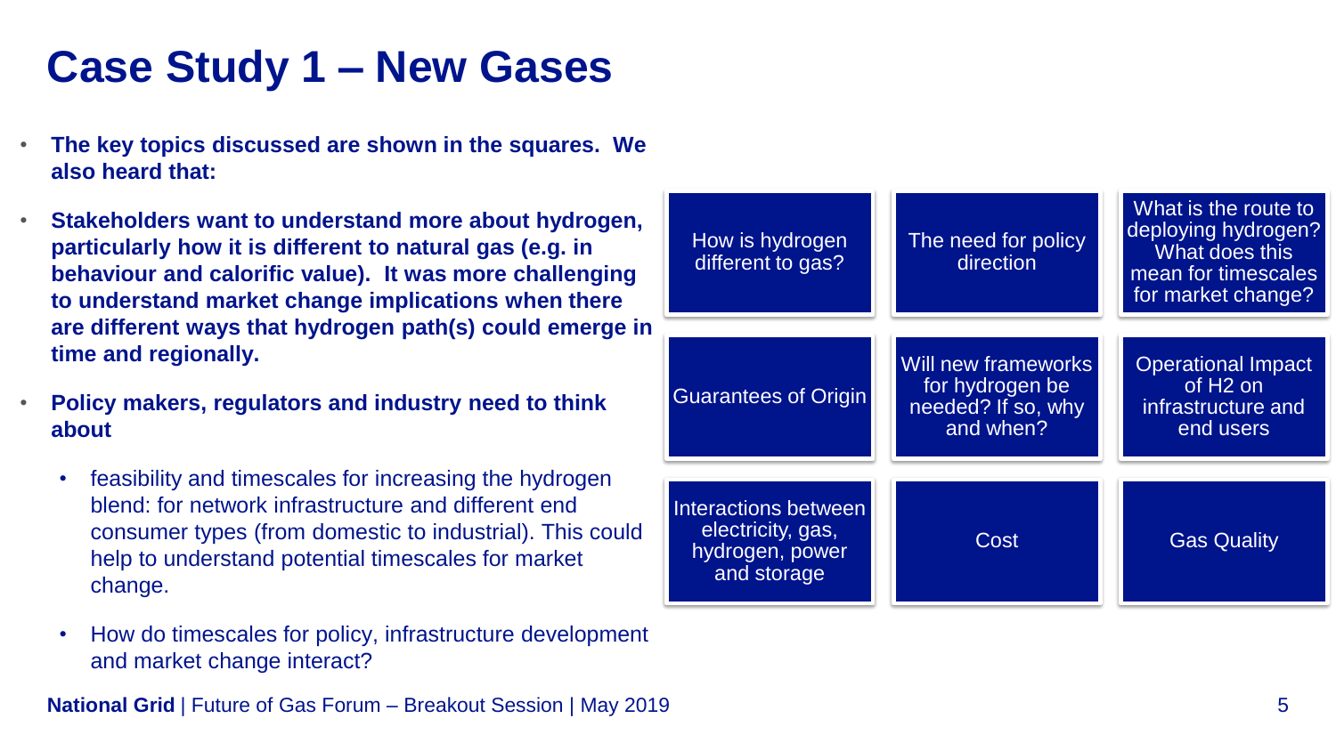# Case Study 1 – New Gases

- **The key topics discussed are shown in the squares. We also heard that:**
- **Stakeholders want to understand more about hydrogen, particularly how it is different to natural gas (e.g. in behaviour and calorific value). It was more challenging to understand market change implications when there are different ways that hydrogen path(s) could emerge in time and regionally.**
- **Policy makers, regulators and industry need to think about**
  - feasibility and timescales for increasing the hydrogen blend: for network infrastructure and different end consumer types (from domestic to industrial). This could help to understand potential timescales for market change.
  - How do timescales for policy, infrastructure development and market change interact?

| | | |
|---|---|---|
| How is hydrogen different to gas? | The need for policy direction | What is the route to deploying hydrogen? What does this mean for timescales for market change? |
| Guarantees of Origin | Will new frameworks for hydrogen be needed? If so, why and when? | Operational Impact of $H_2$ on infrastructure and end users |
| Interactions between electricity, gas, hydrogen, power and storage | Cost | Gas Quality |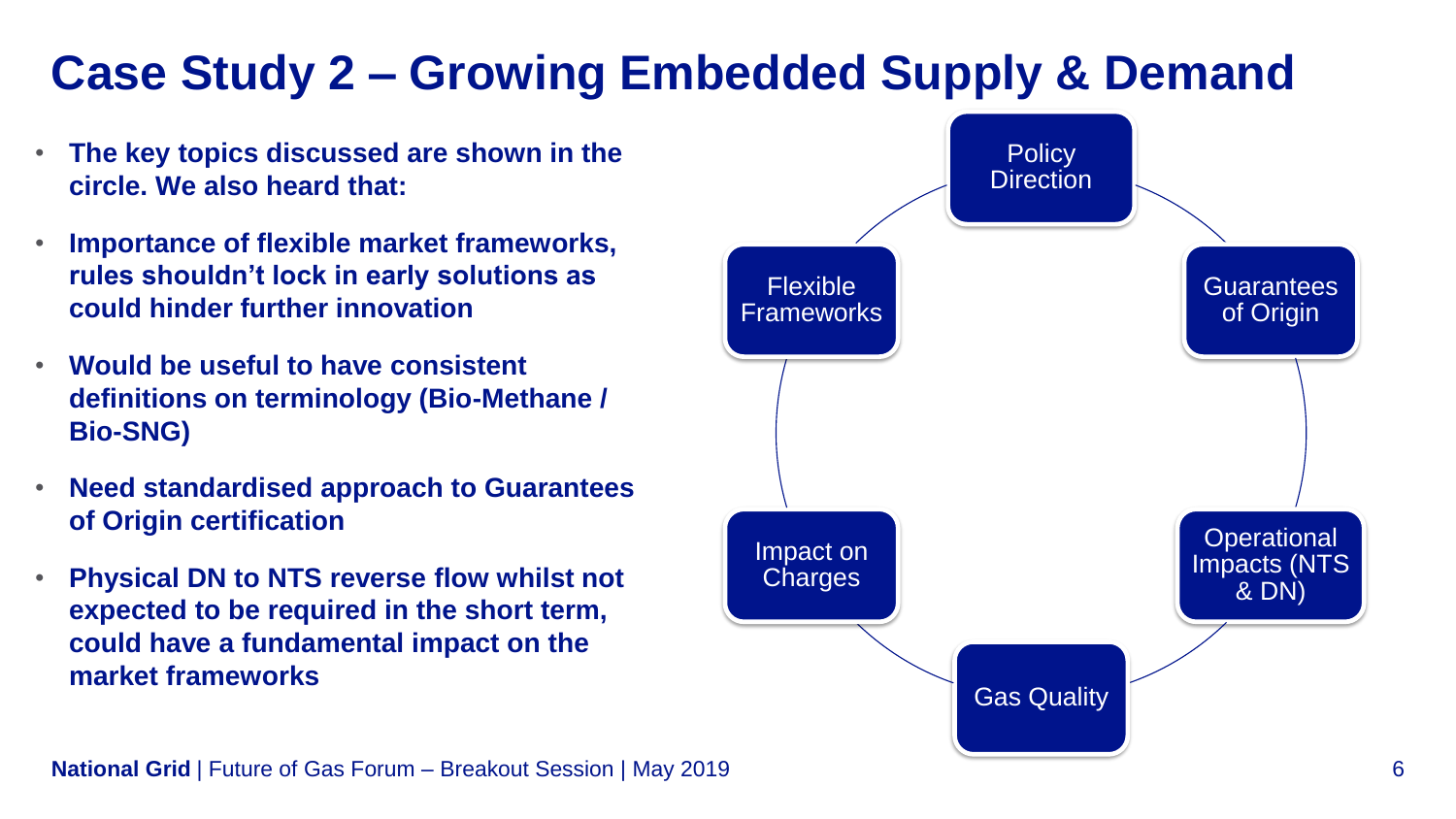# Case Study 2 – Growing Embedded Supply & Demand

- **The key topics discussed are shown in the circle. We also heard that:**
- **Importance of flexible market frameworks, rules shouldn't lock in early solutions as could hinder further innovation**
- **Would be useful to have consistent definitions on terminology (Bio-Methane / Bio-SNG)**
- **Need standardised approach to Guarantees of Origin certification**
- **Physical DN to NTS reverse flow whilst not expected to be required in the short term, could have a fundamental impact on the market frameworks**

Policy Direction

Guarantees of Origin

Operational Impacts (NTS & DN)

Gas Quality

Impact on Charges

Flexible Frameworks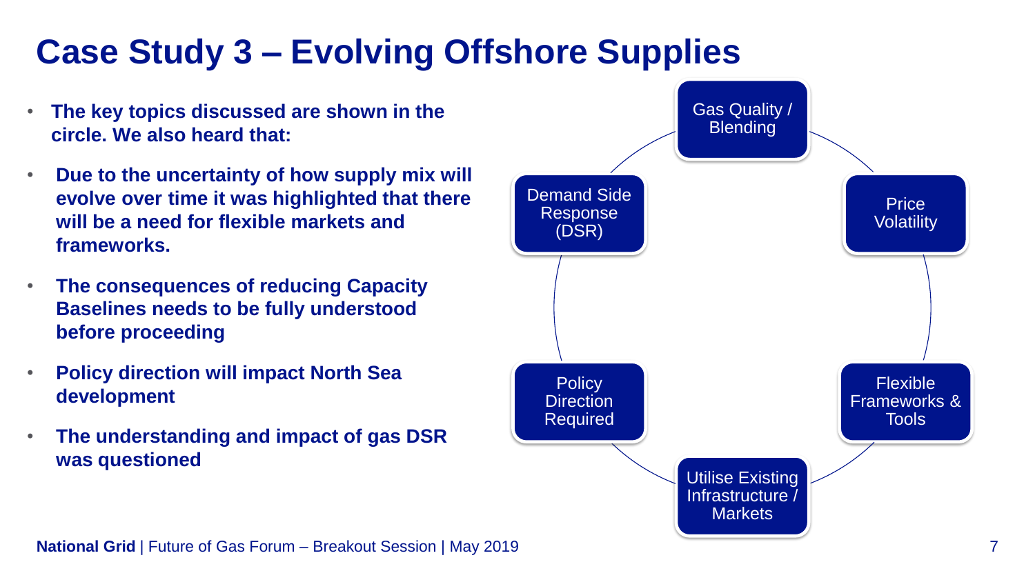# Case Study 3 – Evolving Offshore Supplies

- **The key topics discussed are shown in the circle. We also heard that:**
- **Due to the uncertainty of how supply mix will evolve over time it was highlighted that there will be a need for flexible markets and frameworks.**
- **The consequences of reducing Capacity Baselines needs to be fully understood before proceeding**
- **Policy direction will impact North Sea development**
- **The understanding and impact of gas DSR was questioned**

Gas Quality / Blending

Price Volatility

Flexible Frameworks & Tools

Utilise Existing Infrastructure / Markets

Policy Direction Required

Demand Side Response (DSR)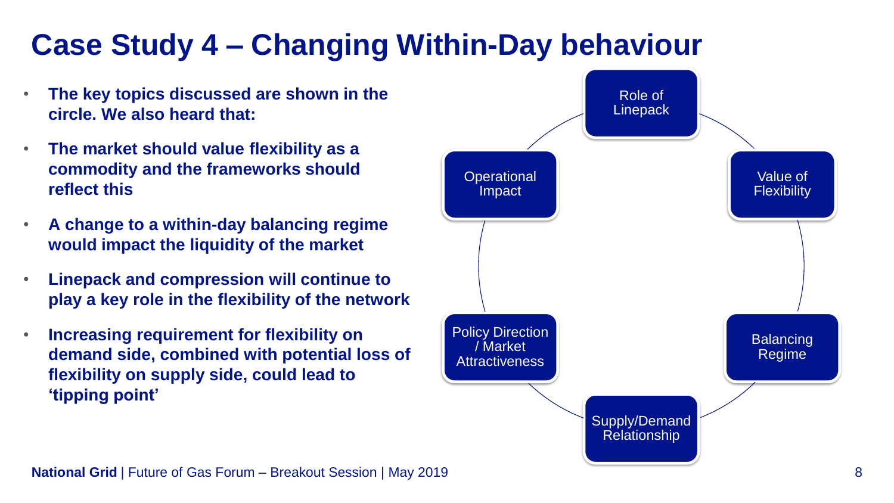# Case Study 4 – Changing Within-Day behaviour

- **The key topics discussed are shown in the circle. We also heard that:**
- **The market should value flexibility as a commodity and the frameworks should reflect this**
- **A change to a within-day balancing regime would impact the liquidity of the market**
- **Linepack and compression will continue to play a key role in the flexibility of the network**
- **Increasing requirement for flexibility on demand side, combined with potential loss of flexibility on supply side, could lead to 'tipping point'**

Role of Linepack

Value of Flexibility

Balancing Regime

Supply/Demand Relationship

Policy Direction / Market Attractiveness

Operational Impact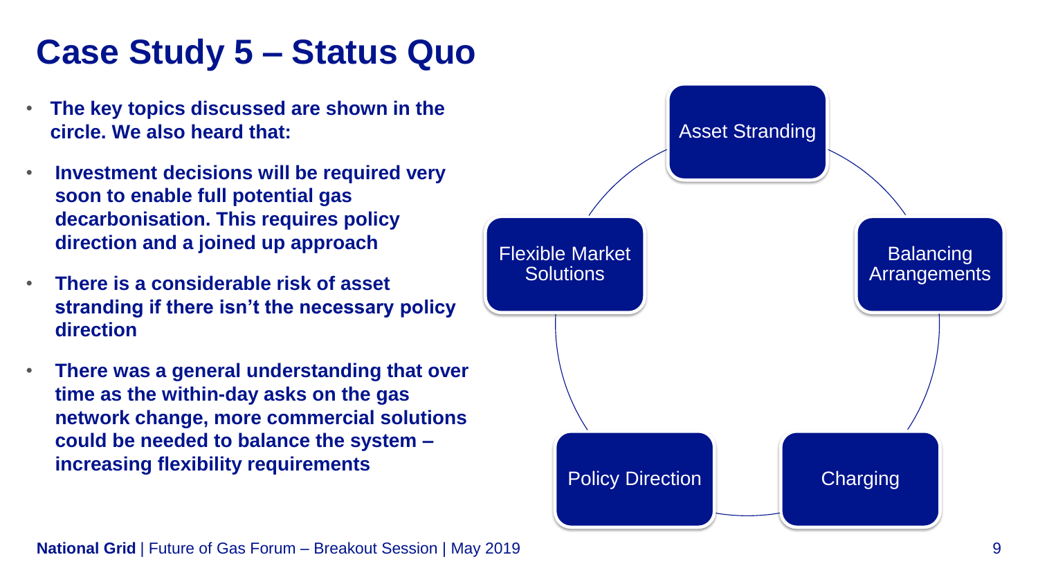# Case Study 5 – Status Quo

- **The key topics discussed are shown in the circle. We also heard that:**
- **Investment decisions will be required very soon to enable full potential gas decarbonisation. This requires policy direction and a joined up approach**
- **There is a considerable risk of asset stranding if there isn't the necessary policy direction**
- **There was a general understanding that over time as the within-day asks on the gas network change, more commercial solutions could be needed to balance the system – increasing flexibility requirements**

Asset Stranding

Balancing Arrangements

Charging

Policy Direction

Flexible Market Solutions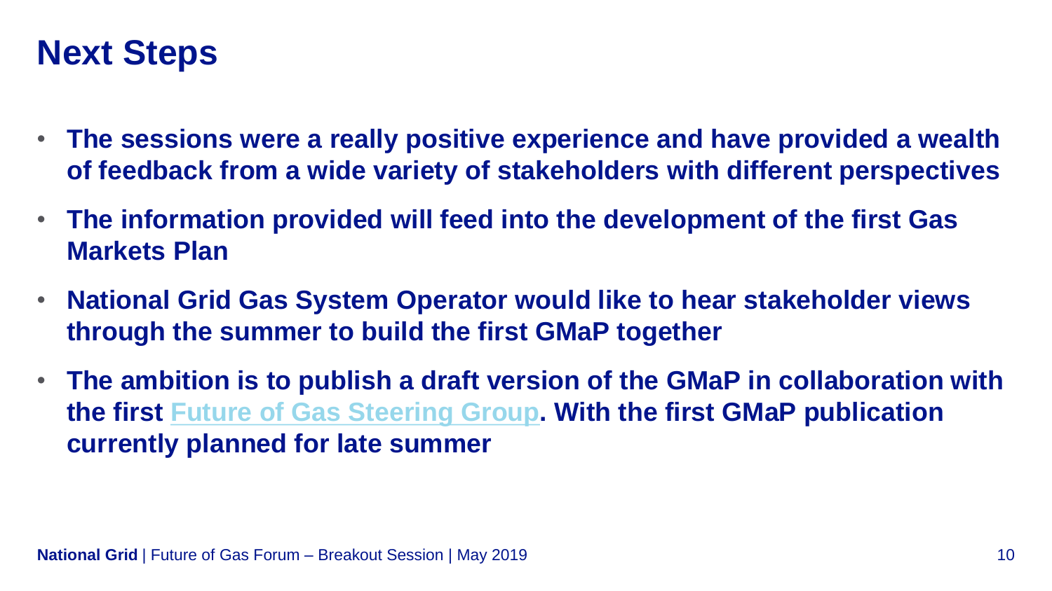# Next Steps

- **The sessions were a really positive experience and have provided a wealth of feedback from a wide variety of stakeholders with different perspectives**
- **The information provided will feed into the development of the first Gas Markets Plan**
- **National Grid Gas System Operator would like to hear stakeholder views through the summer to build the first GMaP together**
- **The ambition is to publish a draft version of the GMaP in collaboration with the first Future of Gas Steering Group. With the first GMaP publication currently planned for late summer**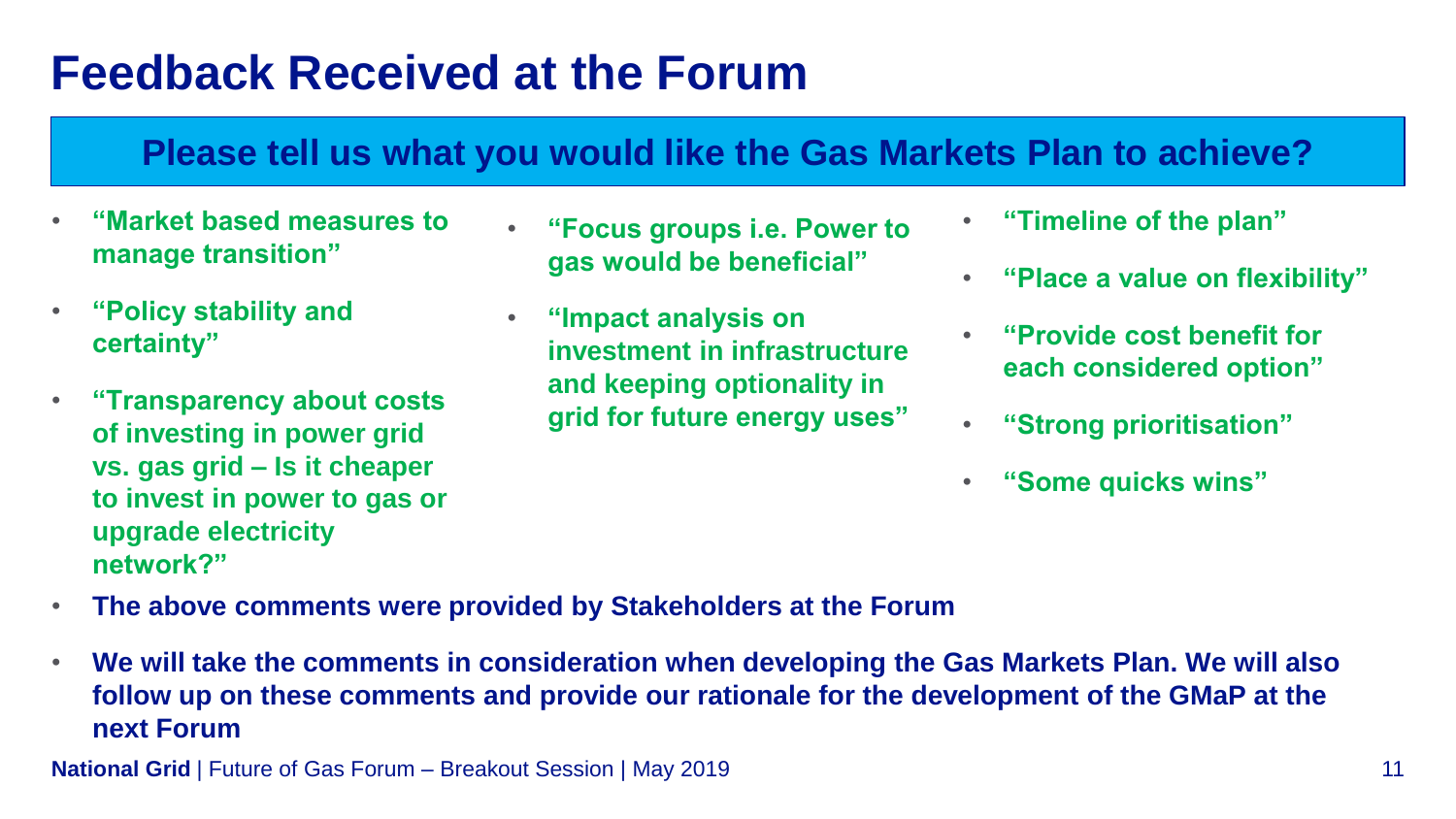# Feedback Received at the Forum

## Please tell us what you would like the Gas Markets Plan to achieve?

- **"Market based measures to manage transition"**
- **"Policy stability and certainty"**
- **"Transparency about costs of investing in power grid vs. gas grid – Is it cheaper to invest in power to gas or upgrade electricity network?"**
- **"Focus groups i.e. Power to gas would be beneficial"**
- **"Impact analysis on investment in infrastructure and keeping optionality in grid for future energy uses"**
- **"Timeline of the plan"**
- **"Place a value on flexibility"**
- **"Provide cost benefit for each considered option"**
- **"Strong prioritisation"**
- **"Some quicks wins"**

- **The above comments were provided by Stakeholders at the Forum**
- **We will take the comments in consideration when developing the Gas Markets Plan. We will also follow up on these comments and provide our rationale for the development of the GMaP at the next Forum**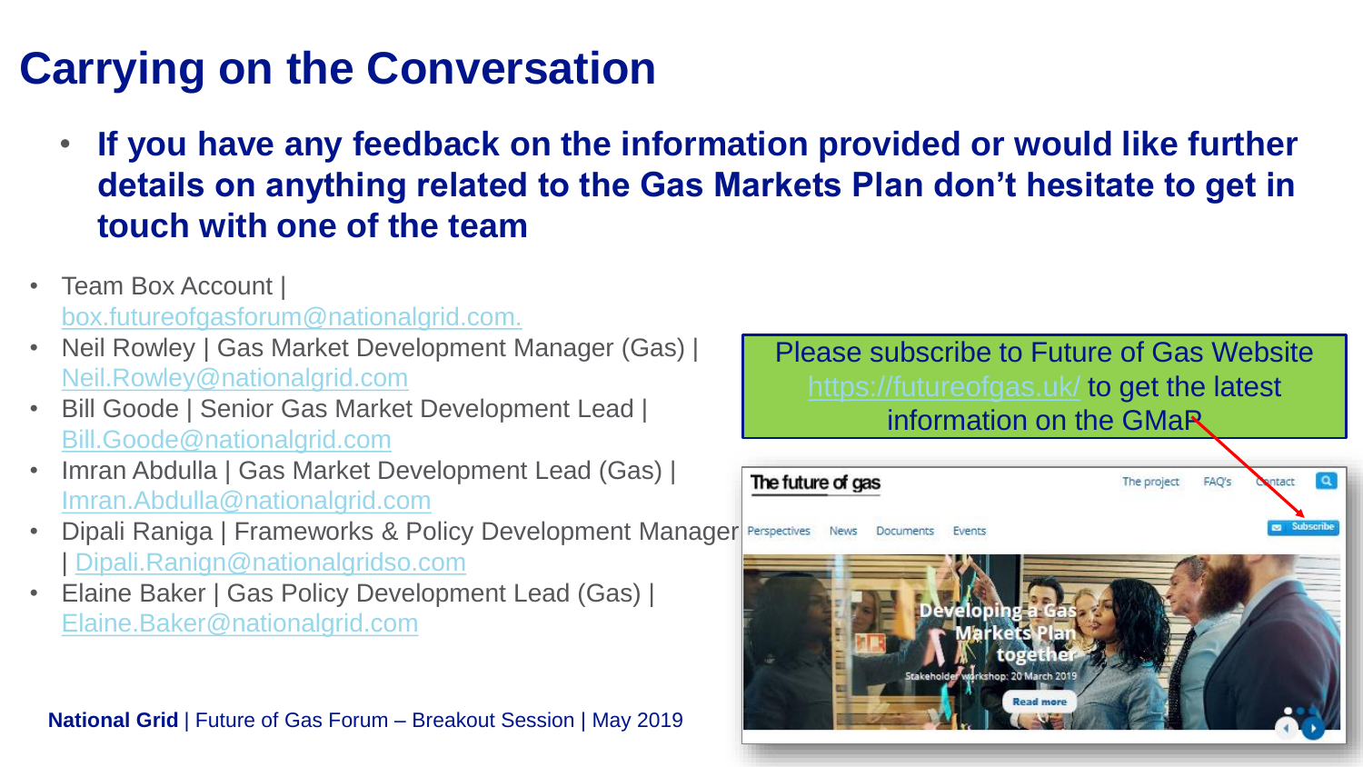# Carrying on the Conversation

- **If you have any feedback on the information provided or would like further details on anything related to the Gas Markets Plan don't hesitate to get in touch with one of the team**

- Team Box Account | box.futureofgasforum@nationalgrid.com.
- Neil Rowley | Gas Market Development Manager (Gas) | Neil.Rowley@nationalgrid.com
- Bill Goode | Senior Gas Market Development Lead | Bill.Goode@nationalgrid.com
- Imran Abdulla | Gas Market Development Lead (Gas) | Imran.Abdulla@nationalgrid.com
- Dipali Raniga | Frameworks & Policy Development Manager | Dipali.Ranign@nationalgridso.com
- Elaine Baker | Gas Policy Development Lead (Gas) | Elaine.Baker@nationalgrid.com

Please subscribe to Future of Gas Website https://futureofgas.uk/ to get the latest information on the GMaP

The future of gas

The project FAQ's Contact

Perspectives News Documents Events

Subscribe

Developing a Gas Markets Plan together

Stakeholder workshop: 20 March 2019

Read more

**National Grid** | Future of Gas Forum – Breakout Session | May 2019